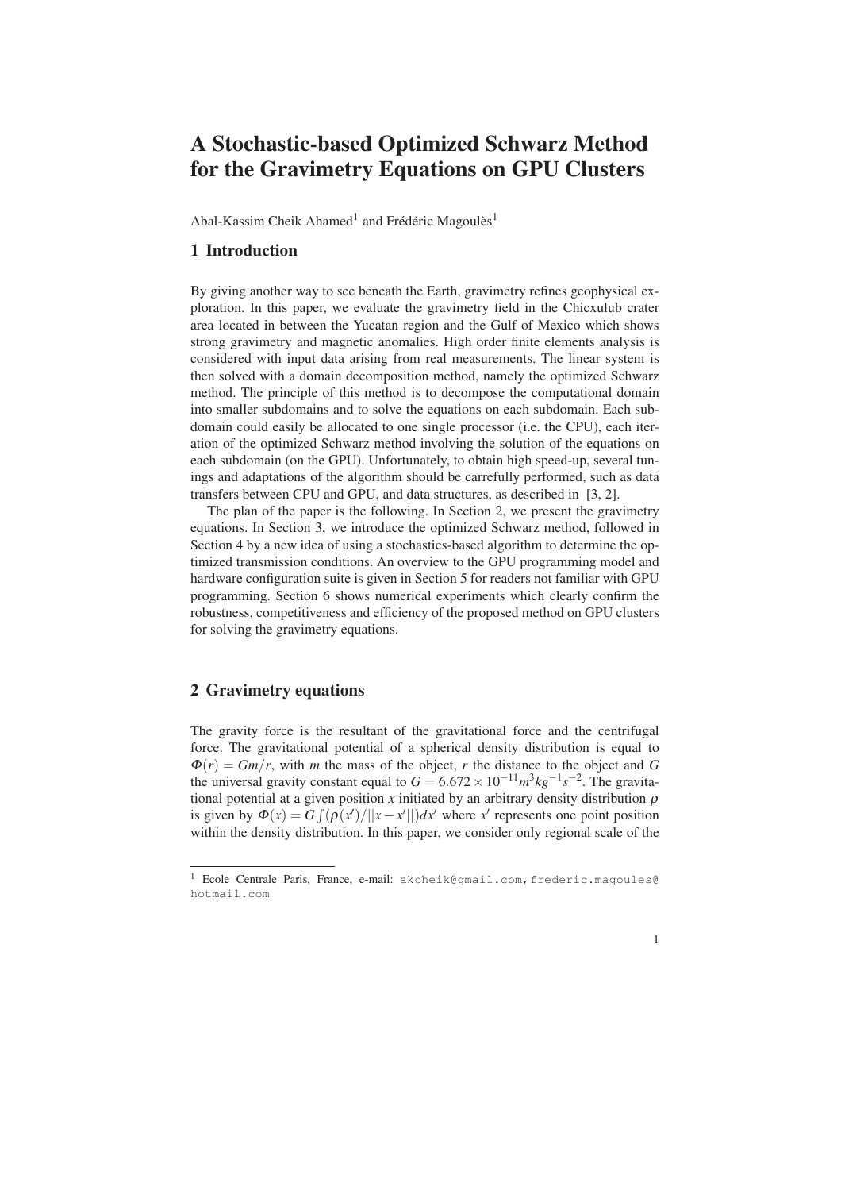# A Stochastic-based Optimized Schwarz Method for the Gravimetry Equations on GPU Clusters

Abal-Kassim Cheik Ahamed[1] and Frédéric Magoulès[1]

## 1 Introduction

By giving another way to see beneath the Earth, gravimetry refines geophysical exploration. In this paper, we evaluate the gravimetry field in the Chicxulub crater area located in between the Yucatan region and the Gulf of Mexico which shows strong gravimetry and magnetic anomalies. High order finite elements analysis is considered with input data arising from real measurements. The linear system is then solved with a domain decomposition method, namely the optimized Schwarz method. The principle of this method is to decompose the computational domain into smaller subdomains and to solve the equations on each subdomain. Each subdomain could easily be allocated to one single processor (i.e. the CPU), each iteration of the optimized Schwarz method involving the solution of the equations on each subdomain (on the GPU). Unfortunately, to obtain high speed-up, several tunings and adaptations of the algorithm should be carrefully performed, such as data transfers between CPU and GPU, and data structures, as described in [3, 2].

The plan of the paper is the following. In Section 2, we present the gravimetry equations. In Section 3, we introduce the optimized Schwarz method, followed in Section 4 by a new idea of using a stochastics-based algorithm to determine the optimized transmission conditions. An overview to the GPU programming model and hardware configuration suite is given in Section 5 for readers not familiar with GPU programming. Section 6 shows numerical experiments which clearly confirm the robustness, competitiveness and efficiency of the proposed method on GPU clusters for solving the gravimetry equations.

## 2 Gravimetry equations

The gravity force is the resultant of the gravitational force and the centrifugal force. The gravitational potential of a spherical density distribution is equal to $\Phi(r) = Gm/r$, with $m$ the mass of the object, $r$ the distance to the object and $G$ the universal gravity constant equal to $G = 6.672 \times 10^{-11} m^3 kg^{-1} s^{-2}$. The gravitational potential at a given position $x$ initiated by an arbitrary density distribution $\rho$ is given by $\Phi(x) = G \int (\rho(x')/||x - x'||) dx'$ where $x'$ represents one point position within the density distribution. In this paper, we consider only regional scale of the

---

[1] Ecole Centrale Paris, France, e-mail: akcheik@gmail.com, frederic.magoules@hotmail.com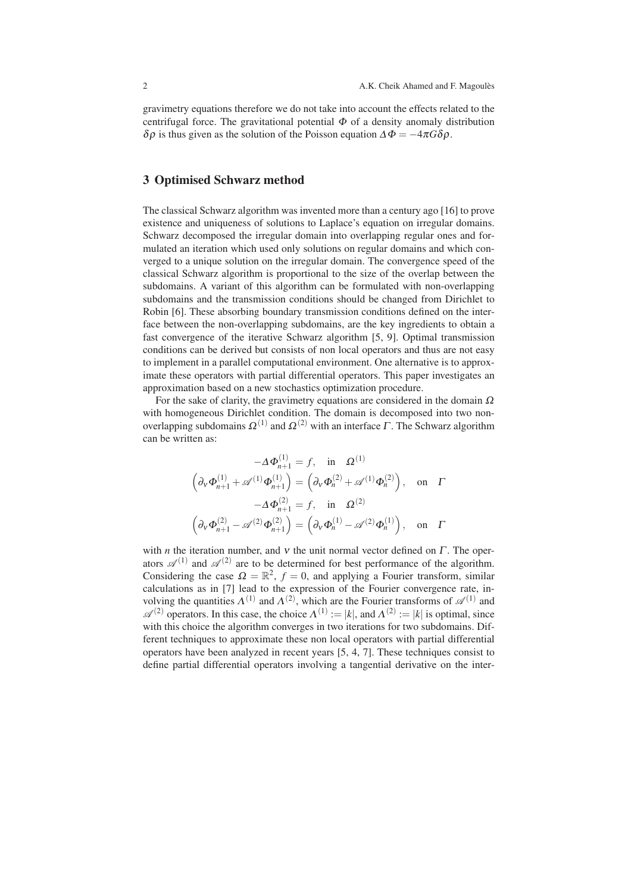gravimetry equations therefore we do not take into account the effects related to the centrifugal force. The gravitational potential $\Phi$ of a density anomaly distribution $\delta\rho$ is thus given as the solution of the Poisson equation $\Delta\Phi = -4\pi G\delta\rho$.

## 3 Optimised Schwarz method

The classical Schwarz algorithm was invented more than a century ago [16] to prove existence and uniqueness of solutions to Laplace's equation on irregular domains. Schwarz decomposed the irregular domain into overlapping regular ones and formulated an iteration which used only solutions on regular domains and which converged to a unique solution on the irregular domain. The convergence speed of the classical Schwarz algorithm is proportional to the size of the overlap between the subdomains. A variant of this algorithm can be formulated with non-overlapping subdomains and the transmission conditions should be changed from Dirichlet to Robin [6]. These absorbing boundary transmission conditions defined on the interface between the non-overlapping subdomains, are the key ingredients to obtain a fast convergence of the iterative Schwarz algorithm [5, 9]. Optimal transmission conditions can be derived but consists of non local operators and thus are not easy to implement in a parallel computational environment. One alternative is to approximate these operators with partial differential operators. This paper investigates an approximation based on a new stochastics optimization procedure.

For the sake of clarity, the gravimetry equations are considered in the domain $\Omega$ with homogeneous Dirichlet condition. The domain is decomposed into two non-overlapping subdomains $\Omega^{(1)}$ and $\Omega^{(2)}$ with an interface $\Gamma$. The Schwarz algorithm can be written as:

$$
\begin{aligned}
-\Delta\Phi_{n+1}^{(1)} &= f, \quad \text{in} \quad \Omega^{(1)} \\
\left(\partial_\nu \Phi_{n+1}^{(1)} + \mathscr{A}^{(1)}\Phi_{n+1}^{(1)}\right) &= \left(\partial_\nu \Phi_{n}^{(2)} + \mathscr{A}^{(1)}\Phi_{n}^{(2)}\right), \quad \text{on} \quad \Gamma \\
-\Delta\Phi_{n+1}^{(2)} &= f, \quad \text{in} \quad \Omega^{(2)} \\
\left(\partial_\nu \Phi_{n+1}^{(2)} - \mathscr{A}^{(2)}\Phi_{n+1}^{(2)}\right) &= \left(\partial_\nu \Phi_{n}^{(1)} - \mathscr{A}^{(2)}\Phi_{n}^{(1)}\right), \quad \text{on} \quad \Gamma
\end{aligned}
$$

with $n$ the iteration number, and $\nu$ the unit normal vector defined on $\Gamma$. The operators $\mathscr{A}^{(1)}$ and $\mathscr{A}^{(2)}$ are to be determined for best performance of the algorithm. Considering the case $\Omega = \mathbb{R}^2$, $f = 0$, and applying a Fourier transform, similar calculations as in [7] lead to the expression of the Fourier convergence rate, involving the quantities $\Lambda^{(1)}$ and $\Lambda^{(2)}$, which are the Fourier transforms of $\mathscr{A}^{(1)}$ and $\mathscr{A}^{(2)}$ operators. In this case, the choice $\Lambda^{(1)} := |k|$, and $\Lambda^{(2)} := |k|$ is optimal, since with this choice the algorithm converges in two iterations for two subdomains. Different techniques to approximate these non local operators with partial differential operators have been analyzed in recent years [5, 4, 7]. These techniques consist to define partial differential operators involving a tangential derivative on the inter-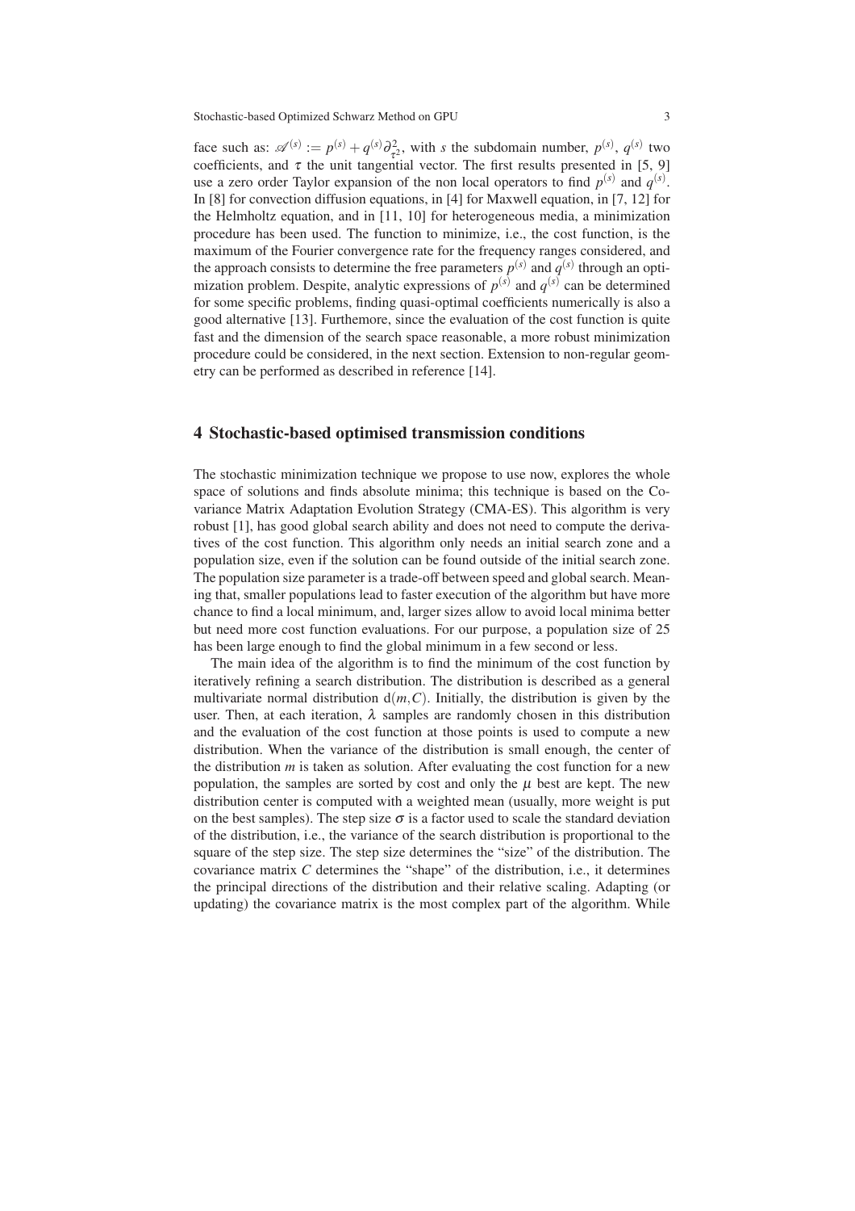face such as: $\mathscr{A}^{(s)} := p^{(s)} + q^{(s)}\partial^2_{\tau^2}$, with $s$ the subdomain number, $p^{(s)}$, $q^{(s)}$ two coefficients, and $\tau$ the unit tangential vector. The first results presented in [5, 9] use a zero order Taylor expansion of the non local operators to find $p^{(s)}$ and $q^{(s)}$. In [8] for convection diffusion equations, in [4] for Maxwell equation, in [7, 12] for the Helmholtz equation, and in [11, 10] for heterogeneous media, a minimization procedure has been used. The function to minimize, i.e., the cost function, is the maximum of the Fourier convergence rate for the frequency ranges considered, and the approach consists to determine the free parameters $p^{(s)}$ and $q^{(s)}$ through an optimization problem. Despite, analytic expressions of $p^{(s)}$ and $q^{(s)}$ can be determined for some specific problems, finding quasi-optimal coefficients numerically is also a good alternative [13]. Furthermore, since the evaluation of the cost function is quite fast and the dimension of the search space reasonable, a more robust minimization procedure could be considered, in the next section. Extension to non-regular geometry can be performed as described in reference [14].

## 4 Stochastic-based optimised transmission conditions

The stochastic minimization technique we propose to use now, explores the whole space of solutions and finds absolute minima; this technique is based on the Covariance Matrix Adaptation Evolution Strategy (CMA-ES). This algorithm is very robust [1], has good global search ability and does not need to compute the derivatives of the cost function. This algorithm only needs an initial search zone and a population size, even if the solution can be found outside of the initial search zone. The population size parameter is a trade-off between speed and global search. Meaning that, smaller populations lead to faster execution of the algorithm but have more chance to find a local minimum, and, larger sizes allow to avoid local minima better but need more cost function evaluations. For our purpose, a population size of 25 has been large enough to find the global minimum in a few second or less.

The main idea of the algorithm is to find the minimum of the cost function by iteratively refining a search distribution. The distribution is described as a general multivariate normal distribution $\mathrm{d}(m, C)$. Initially, the distribution is given by the user. Then, at each iteration, $\lambda$ samples are randomly chosen in this distribution and the evaluation of the cost function at those points is used to compute a new distribution. When the variance of the distribution is small enough, the center of the distribution $m$ is taken as solution. After evaluating the cost function for a new population, the samples are sorted by cost and only the $\mu$ best are kept. The new distribution center is computed with a weighted mean (usually, more weight is put on the best samples). The step size $\sigma$ is a factor used to scale the standard deviation of the distribution, i.e., the variance of the search distribution is proportional to the square of the step size. The step size determines the "size" of the distribution. The covariance matrix $C$ determines the "shape" of the distribution, i.e., it determines the principal directions of the distribution and their relative scaling. Adapting (or updating) the covariance matrix is the most complex part of the algorithm. While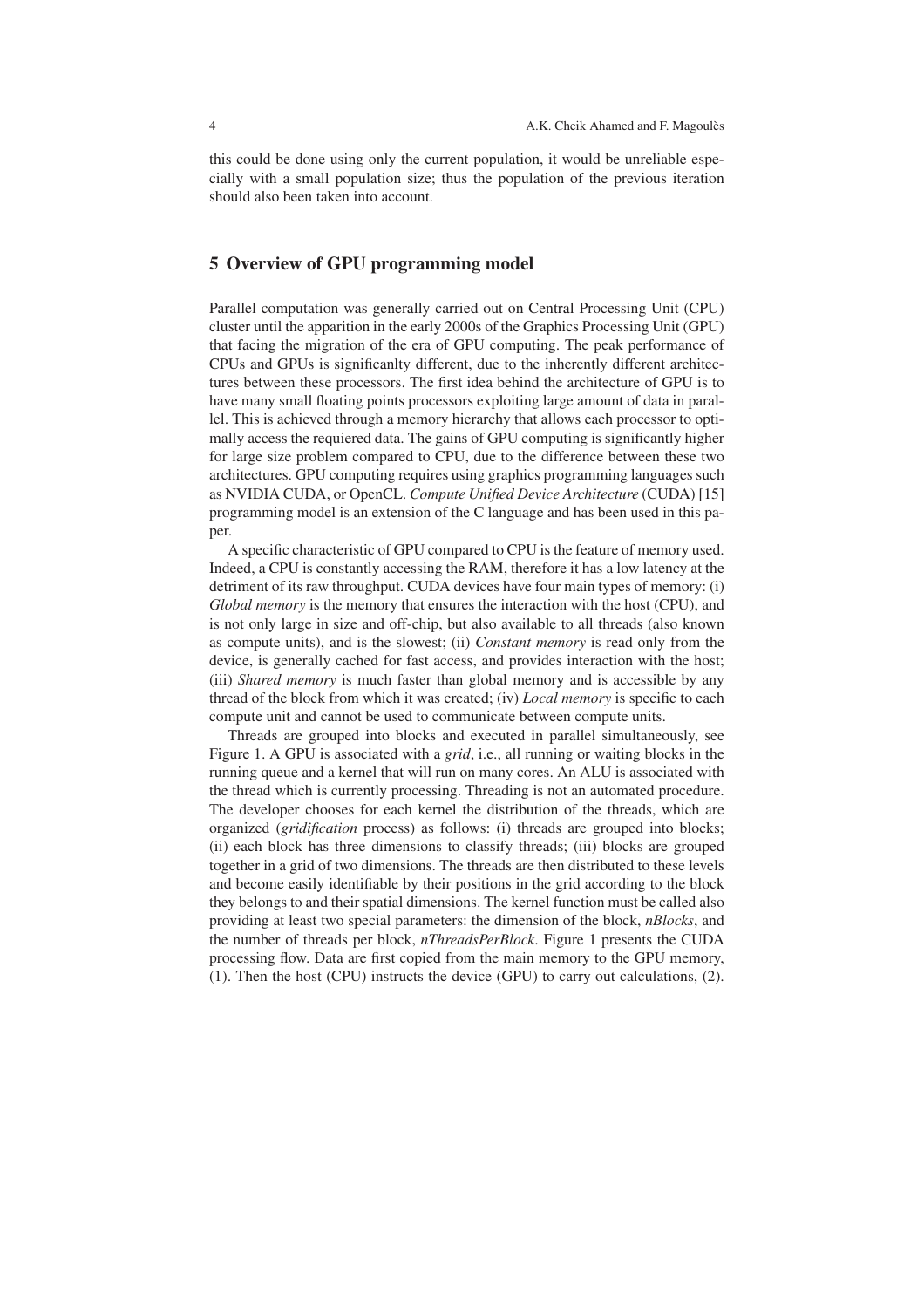this could be done using only the current population, it would be unreliable especially with a small population size; thus the population of the previous iteration should also been taken into account.

## 5 Overview of GPU programming model

Parallel computation was generally carried out on Central Processing Unit (CPU) cluster until the apparition in the early 2000s of the Graphics Processing Unit (GPU) that facing the migration of the era of GPU computing. The peak performance of CPUs and GPUs is significanlty different, due to the inherently different architectures between these processors. The first idea behind the architecture of GPU is to have many small floating points processors exploiting large amount of data in parallel. This is achieved through a memory hierarchy that allows each processor to optimally access the requiered data. The gains of GPU computing is significantly higher for large size problem compared to CPU, due to the difference between these two architectures. GPU computing requires using graphics programming languages such as NVIDIA CUDA, or OpenCL. *Compute Unified Device Architecture* (CUDA) [15] programming model is an extension of the C language and has been used in this paper.

A specific characteristic of GPU compared to CPU is the feature of memory used. Indeed, a CPU is constantly accessing the RAM, therefore it has a low latency at the detriment of its raw throughput. CUDA devices have four main types of memory: (i) *Global memory* is the memory that ensures the interaction with the host (CPU), and is not only large in size and off-chip, but also available to all threads (also known as compute units), and is the slowest; (ii) *Constant memory* is read only from the device, is generally cached for fast access, and provides interaction with the host; (iii) *Shared memory* is much faster than global memory and is accessible by any thread of the block from which it was created; (iv) *Local memory* is specific to each compute unit and cannot be used to communicate between compute units.

Threads are grouped into blocks and executed in parallel simultaneously, see Figure 1. A GPU is associated with a *grid*, i.e., all running or waiting blocks in the running queue and a kernel that will run on many cores. An ALU is associated with the thread which is currently processing. Threading is not an automated procedure. The developer chooses for each kernel the distribution of the threads, which are organized (*gridification* process) as follows: (i) threads are grouped into blocks; (ii) each block has three dimensions to classify threads; (iii) blocks are grouped together in a grid of two dimensions. The threads are then distributed to these levels and become easily identifiable by their positions in the grid according to the block they belongs to and their spatial dimensions. The kernel function must be called also providing at least two special parameters: the dimension of the block, *nBlocks*, and the number of threads per block, *nThreadsPerBlock*. Figure 1 presents the CUDA processing flow. Data are first copied from the main memory to the GPU memory, (1). Then the host (CPU) instructs the device (GPU) to carry out calculations, (2).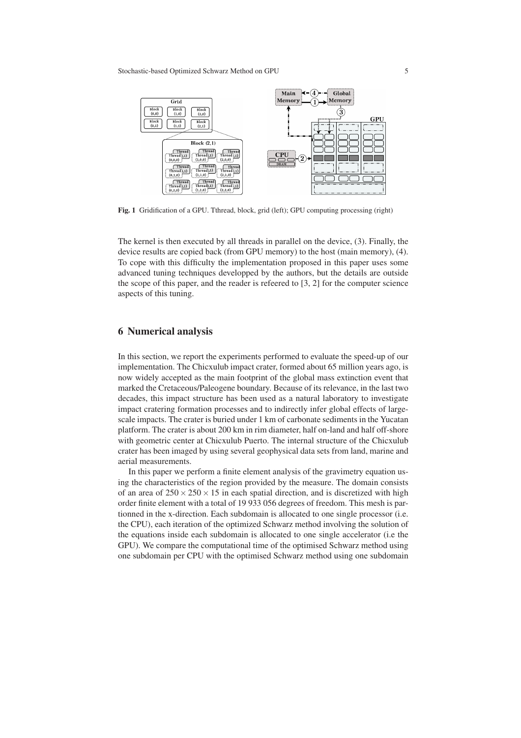**Fig. 1** Gridification of a GPU. Tthread, block, grid (left); GPU computing processing (right)

The kernel is then executed by all threads in parallel on the device, (3). Finally, the device results are copied back (from GPU memory) to the host (main memory), (4). To cope with this difficulty the implementation proposed in this paper uses some advanced tuning techniques developped by the authors, but the details are outside the scope of this paper, and the reader is refeered to [3, 2] for the computer science aspects of this tuning.

## 6 Numerical analysis

In this section, we report the experiments performed to evaluate the speed-up of our implementation. The Chicxulub impact crater, formed about 65 million years ago, is now widely accepted as the main footprint of the global mass extinction event that marked the Cretaceous/Paleogene boundary. Because of its relevance, in the last two decades, this impact structure has been used as a natural laboratory to investigate impact cratering formation processes and to indirectly infer global effects of large-scale impacts. The crater is buried under 1 km of carbonate sediments in the Yucatan platform. The crater is about 200 km in rim diameter, half on-land and half off-shore with geometric center at Chicxulub Puerto. The internal structure of the Chicxulub crater has been imaged by using several geophysical data sets from land, marine and aerial measurements.

In this paper we perform a finite element analysis of the gravimetry equation using the characteristics of the region provided by the measure. The domain consists of an area of $250 \times 250 \times 15$ in each spatial direction, and is discretized with high order finite element with a total of 19 933 056 degrees of freedom. This mesh is partionned in the x-direction. Each subdomain is allocated to one single processor (i.e. the CPU), each iteration of the optimized Schwarz method involving the solution of the equations inside each subdomain is allocated to one single accelerator (i.e the GPU). We compare the computational time of the optimised Schwarz method using one subdomain per CPU with the optimised Schwarz method using one subdomain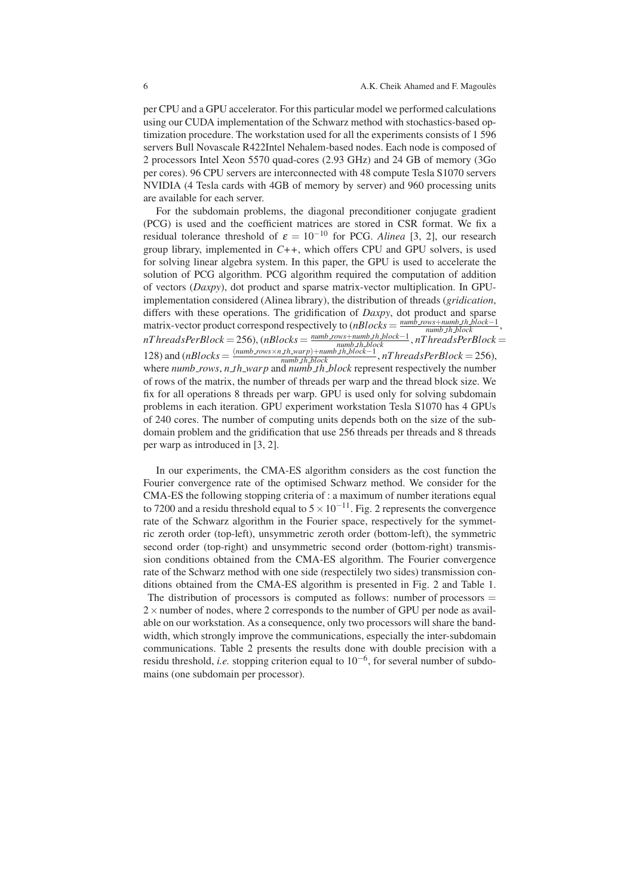per CPU and a GPU accelerator. For this particular model we performed calculations using our CUDA implementation of the Schwarz method with stochastics-based optimization procedure. The workstation used for all the experiments consists of 1 596 servers Bull Novascale R422Intel Nehalem-based nodes. Each node is composed of 2 processors Intel Xeon 5570 quad-cores (2.93 GHz) and 24 GB of memory (3Go per cores). 96 CPU servers are interconnected with 48 compute Tesla S1070 servers NVIDIA (4 Tesla cards with 4GB of memory by server) and 960 processing units are available for each server.

For the subdomain problems, the diagonal preconditioner conjugate gradient (PCG) is used and the coefficient matrices are stored in CSR format. We fix a residual tolerance threshold of $\varepsilon = 10^{-10}$ for PCG. *Alinea* [3, 2], our research group library, implemented in *C++*, which offers CPU and GPU solvers, is used for solving linear algebra system. In this paper, the GPU is used to accelerate the solution of PCG algorithm. PCG algorithm required the computation of addition of vectors (*Daxpy*), dot product and sparse matrix-vector multiplication. In GPU-implementation considered (Alinea library), the distribution of threads (*gridication*, differs with these operations. The gridification of *Daxpy*, dot product and sparse matrix-vector product correspond respectively to ($nBlocks = \frac{numb\_rows + numb\_th\_block - 1}{numb\_th\_block}$, $nThreadsPerBlock = 256$), ($nBlocks = \frac{numb\_rows + numb\_th\_block - 1}{numb\_th\_block}$, $nThreadsPerBlock = 128$) and ($nBlocks = \frac{(numb\_rows \times n\_th\_warp) + numb\_th\_block - 1}{numb\_th\_block}$, $nThreadsPerBlock = 256$), where $numb\_rows$, $n\_th\_warp$ and $numb\_th\_block$ represent respectively the number of rows of the matrix, the number of threads per warp and the thread block size. We fix for all operations 8 threads per warp. GPU is used only for solving subdomain problems in each iteration. GPU experiment workstation Tesla S1070 has 4 GPUs of 240 cores. The number of computing units depends both on the size of the subdomain problem and the gridification that use 256 threads per threads and 8 threads per warp as introduced in [3, 2].

In our experiments, the CMA-ES algorithm considers as the cost function the Fourier convergence rate of the optimised Schwarz method. We consider for the CMA-ES the following stopping criteria of : a maximum of number iterations equal to 7200 and a residu threshold equal to $5 \times 10^{-11}$. Fig. 2 represents the convergence rate of the Schwarz algorithm in the Fourier space, respectively for the symmetric zeroth order (top-left), unsymmetric zeroth order (bottom-left), the symmetric second order (top-right) and unsymmetric second order (bottom-right) transmission conditions obtained from the CMA-ES algorithm. The Fourier convergence rate of the Schwarz method with one side (respectilely two sides) transmission conditions obtained from the CMA-ES algorithm is presented in Fig. 2 and Table 1.
The distribution of processors is computed as follows: number of processors $=$ $2 \times$ number of nodes, where 2 corresponds to the number of GPU per node as available on our workstation. As a consequence, only two processors will share the bandwidth, which strongly improve the communications, especially the inter-subdomain communications. Table 2 presents the results done with double precision with a residu threshold, *i.e.* stopping criterion equal to $10^{-6}$, for several number of subdomains (one subdomain per processor).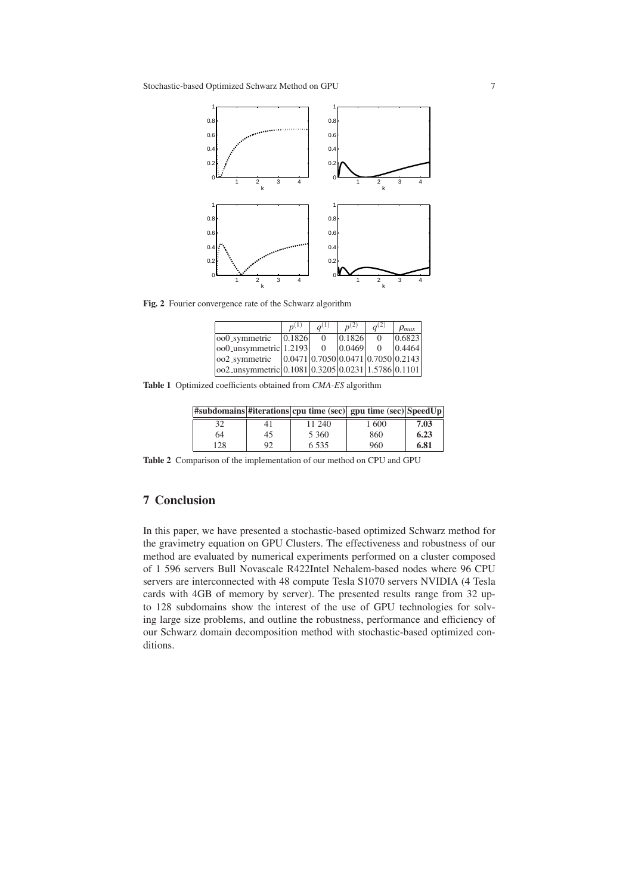**Fig. 2** Fourier convergence rate of the Schwarz algorithm

| | $p^{(1)}$ | $q^{(1)}$ | $p^{(2)}$ | $q^{(2)}$ | $\rho_{max}$ |
|---|---|---|---|---|---|
| oo0_symmetric | 0.1826 | 0 | 0.1826 | 0 | 0.6823 |
| oo0_unsymmetric | 1.2193 | 0 | 0.0469 | 0 | 0.4464 |
| oo2_symmetric | 0.0471 | 0.7050 | 0.0471 | 0.7050 | 0.2143 |
| oo2_unsymmetric | 0.1081 | 0.3205 | 0.0231 | 1.5786 | 0.1101 |

**Table 1** Optimized coefficients obtained from *CMA-ES* algorithm

| #subdomains | #iterations | cpu time (sec) | gpu time (sec) | SpeedUp |
|---|---|---|---|---|
| 32 | 41 | 11 240 | 1 600 | **7.03** |
| 64 | 45 | 5 360 | 860 | **6.23** |
| 128 | 92 | 6 535 | 960 | **6.81** |

**Table 2** Comparison of the implementation of our method on CPU and GPU

## 7 Conclusion

In this paper, we have presented a stochastic-based optimized Schwarz method for the gravimetry equation on GPU Clusters. The effectiveness and robustness of our method are evaluated by numerical experiments performed on a cluster composed of 1 596 servers Bull Novascale R422Intel Nehalem-based nodes where 96 CPU servers are interconnected with 48 compute Tesla S1070 servers NVIDIA (4 Tesla cards with 4GB of memory by server). The presented results range from 32 up-to 128 subdomains show the interest of the use of GPU technologies for solving large size problems, and outline the robustness, performance and efficiency of our Schwarz domain decomposition method with stochastic-based optimized conditions.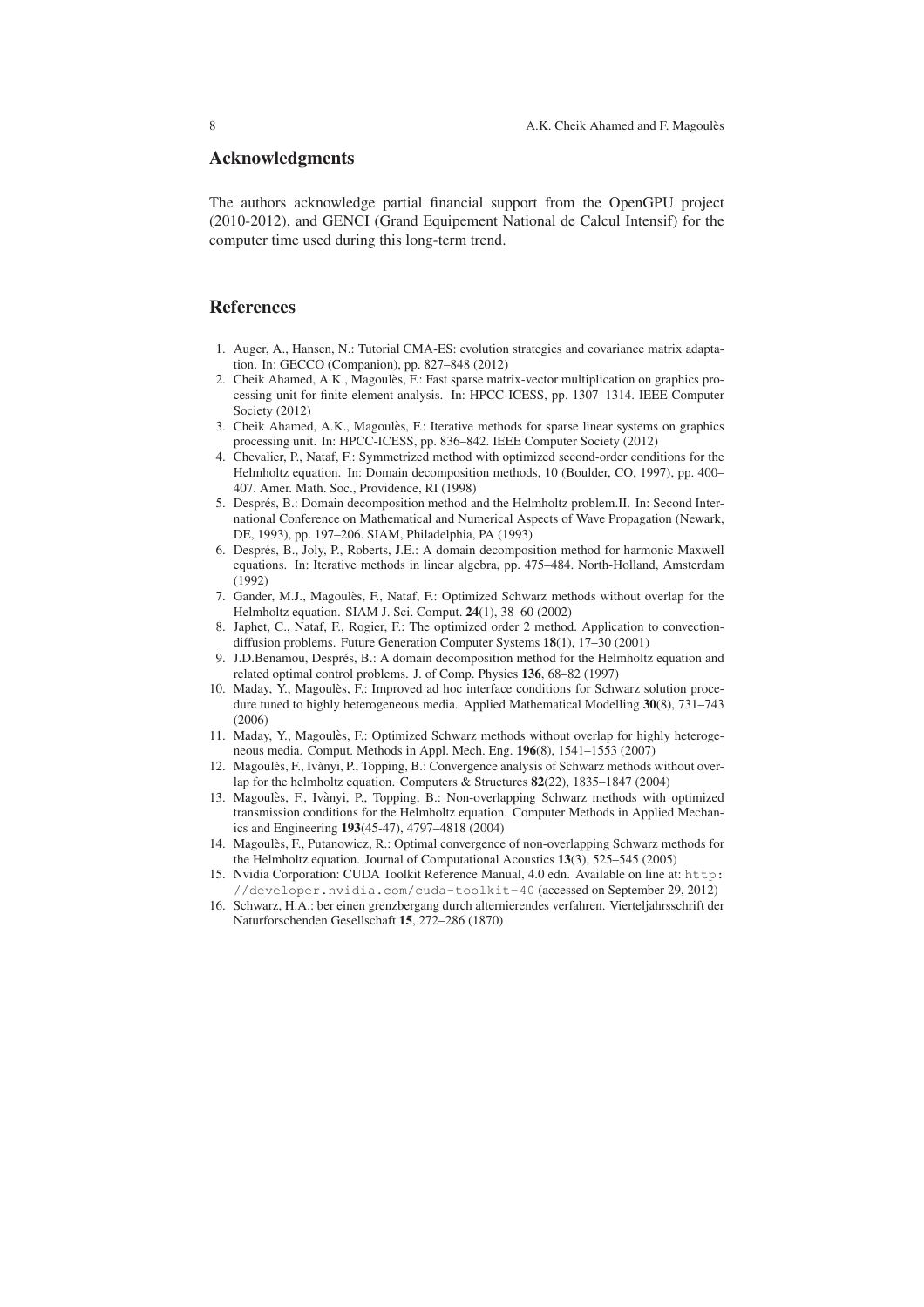## Acknowledgments

The authors acknowledge partial financial support from the OpenGPU project (2010-2012), and GENCI (Grand Equipement National de Calcul Intensif) for the computer time used during this long-term trend.

## References

1. Auger, A., Hansen, N.: Tutorial CMA-ES: evolution strategies and covariance matrix adaptation. In: GECCO (Companion), pp. 827–848 (2012)
2. Cheik Ahamed, A.K., Magoulès, F.: Fast sparse matrix-vector multiplication on graphics processing unit for finite element analysis. In: HPCC-ICESS, pp. 1307–1314. IEEE Computer Society (2012)
3. Cheik Ahamed, A.K., Magoulès, F.: Iterative methods for sparse linear systems on graphics processing unit. In: HPCC-ICESS, pp. 836–842. IEEE Computer Society (2012)
4. Chevalier, P., Nataf, F.: Symmetrized method with optimized second-order conditions for the Helmholtz equation. In: Domain decomposition methods, 10 (Boulder, CO, 1997), pp. 400–407. Amer. Math. Soc., Providence, RI (1998)
5. Després, B.: Domain decomposition method and the Helmholtz problem.II. In: Second International Conference on Mathematical and Numerical Aspects of Wave Propagation (Newark, DE, 1993), pp. 197–206. SIAM, Philadelphia, PA (1993)
6. Després, B., Joly, P., Roberts, J.E.: A domain decomposition method for harmonic Maxwell equations. In: Iterative methods in linear algebra, pp. 475–484. North-Holland, Amsterdam (1992)
7. Gander, M.J., Magoulès, F., Nataf, F.: Optimized Schwarz methods without overlap for the Helmholtz equation. SIAM J. Sci. Comput. **24**(1), 38–60 (2002)
8. Japhet, C., Nataf, F., Rogier, F.: The optimized order 2 method. Application to convection-diffusion problems. Future Generation Computer Systems **18**(1), 17–30 (2001)
9. J.D.Benamou, Després, B.: A domain decomposition method for the Helmholtz equation and related optimal control problems. J. of Comp. Physics **136**, 68–82 (1997)
10. Maday, Y., Magoulès, F.: Improved ad hoc interface conditions for Schwarz solution procedure tuned to highly heterogeneous media. Applied Mathematical Modelling **30**(8), 731–743 (2006)
11. Maday, Y., Magoulès, F.: Optimized Schwarz methods without overlap for highly heterogeneous media. Comput. Methods in Appl. Mech. Eng. **196**(8), 1541–1553 (2007)
12. Magoulès, F., Ivànyi, P., Topping, B.: Convergence analysis of Schwarz methods without overlap for the helmholtz equation. Computers & Structures **82**(22), 1835–1847 (2004)
13. Magoulès, F., Ivànyi, P., Topping, B.: Non-overlapping Schwarz methods with optimized transmission conditions for the Helmholtz equation. Computer Methods in Applied Mechanics and Engineering **193**(45-47), 4797–4818 (2004)
14. Magoulès, F., Putanowicz, R.: Optimal convergence of non-overlapping Schwarz methods for the Helmholtz equation. Journal of Computational Acoustics **13**(3), 525–545 (2005)
15. Nvidia Corporation: CUDA Toolkit Reference Manual, 4.0 edn. Available on line at: `http://developer.nvidia.com/cuda-toolkit-40` (accessed on September 29, 2012)
16. Schwarz, H.A.: ber einen grenzbergang durch alternierendes verfahren. Vierteljahrsschrift der Naturforschenden Gesellschaft **15**, 272–286 (1870)